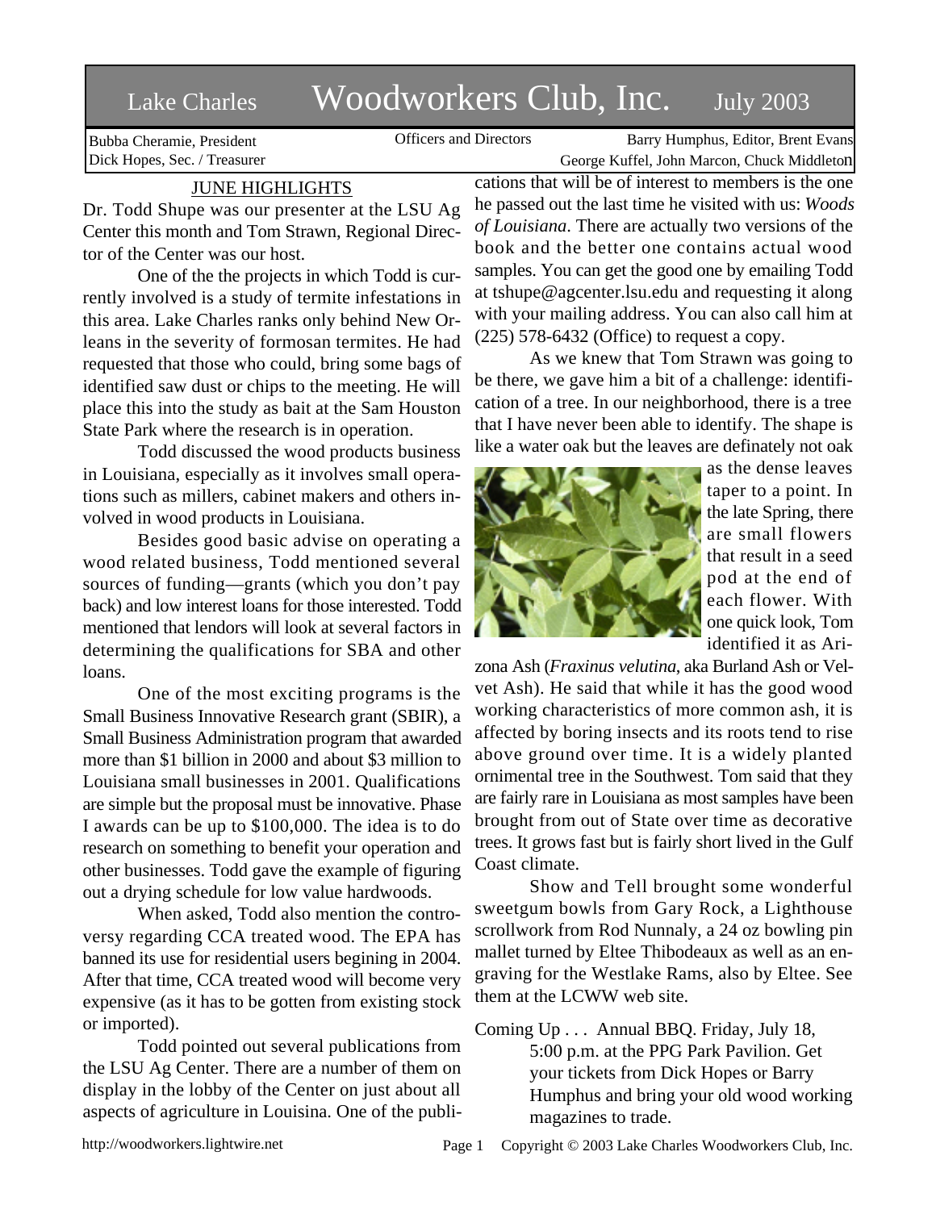# Lake Charles Woodworkers Club, Inc. July 2003

Bubba Cheramie, President
Dick Hopes, Sec. / Treasurer

Officers and Directors

Barry Humphus, Editor, Brent Evans
George Kuffel, John Marcon, Chuck Middleton

## JUNE HIGHLIGHTS

Dr. Todd Shupe was our presenter at the LSU Ag Center this month and Tom Strawn, Regional Director of the Center was our host.

One of the the projects in which Todd is currently involved is a study of termite infestations in this area. Lake Charles ranks only behind New Orleans in the severity of formosan termites. He had requested that those who could, bring some bags of identified saw dust or chips to the meeting. He will place this into the study as bait at the Sam Houston State Park where the research is in operation.

Todd discussed the wood products business in Louisiana, especially as it involves small operations such as millers, cabinet makers and others involved in wood products in Louisiana.

Besides good basic advise on operating a wood related business, Todd mentioned several sources of funding—grants (which you don't pay back) and low interest loans for those interested. Todd mentioned that lendors will look at several factors in determining the qualifications for SBA and other loans.

One of the most exciting programs is the Small Business Innovative Research grant (SBIR), a Small Business Administration program that awarded more than $1 billion in 2000 and about $3 million to Louisiana small businesses in 2001. Qualifications are simple but the proposal must be innovative. Phase I awards can be up to $100,000. The idea is to do research on something to benefit your operation and other businesses. Todd gave the example of figuring out a drying schedule for low value hardwoods.

When asked, Todd also mention the controversy regarding CCA treated wood. The EPA has banned its use for residential users begining in 2004. After that time, CCA treated wood will become very expensive (as it has to be gotten from existing stock or imported).

Todd pointed out several publications from the LSU Ag Center. There are a number of them on display in the lobby of the Center on just about all aspects of agriculture in Louisina. One of the publications that will be of interest to members is the one he passed out the last time he visited with us: *Woods of Louisiana*. There are actually two versions of the book and the better one contains actual wood samples. You can get the good one by emailing Todd at tshupe@agcenter.lsu.edu and requesting it along with your mailing address. You can also call him at (225) 578-6432 (Office) to request a copy.

As we knew that Tom Strawn was going to be there, we gave him a bit of a challenge: identification of a tree. In our neighborhood, there is a tree that I have never been able to identify. The shape is like a water oak but the leaves are definately not oak as the dense leaves taper to a point. In the late Spring, there are small flowers that result in a seed pod at the end of each flower. With one quick look, Tom identified it as Arizona Ash (*Fraxinus velutina*, aka Burland Ash or Velvet Ash). He said that while it has the good wood working characteristics of more common ash, it is affected by boring insects and its roots tend to rise above ground over time. It is a widely planted ornimental tree in the Southwest. Tom said that they are fairly rare in Louisiana as most samples have been brought from out of State over time as decorative trees. It grows fast but is fairly short lived in the Gulf Coast climate.

Show and Tell brought some wonderful sweetgum bowls from Gary Rock, a Lighthouse scrollwork from Rod Nunnaly, a 24 oz bowling pin mallet turned by Eltee Thibodeaux as well as an engraving for the Westlake Rams, also by Eltee. See them at the LCWW web site.

Coming Up . . . Annual BBQ. Friday, July 18, 5:00 p.m. at the PPG Park Pavilion. Get your tickets from Dick Hopes or Barry Humphus and bring your old wood working magazines to trade.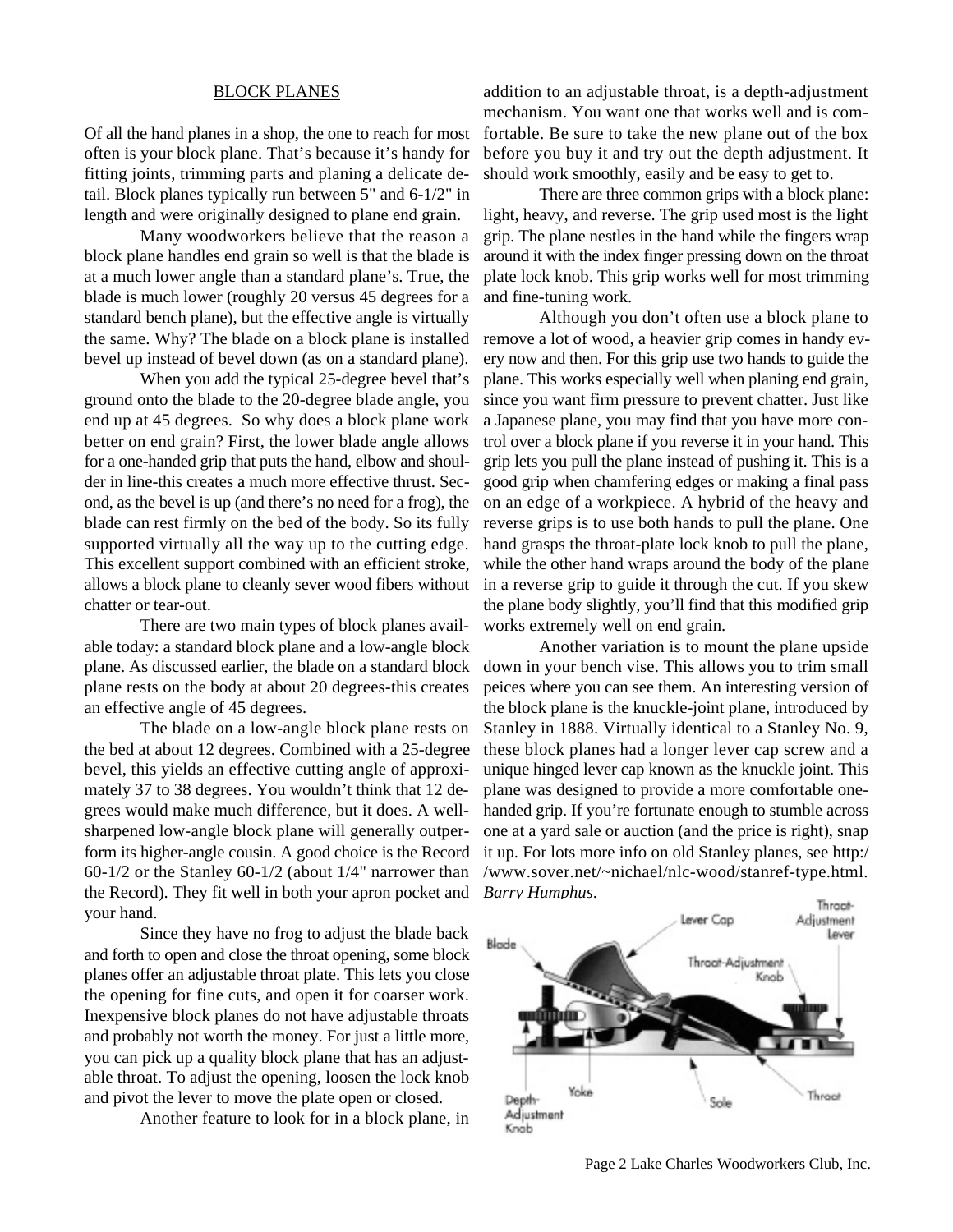## BLOCK PLANES

Of all the hand planes in a shop, the one to reach for most often is your block plane. That's because it's handy for fitting joints, trimming parts and planing a delicate detail. Block planes typically run between 5" and 6-1/2" in length and were originally designed to plane end grain.

Many woodworkers believe that the reason a block plane handles end grain so well is that the blade is at a much lower angle than a standard plane's. True, the blade is much lower (roughly 20 versus 45 degrees for a standard bench plane), but the effective angle is virtually the same. Why? The blade on a block plane is installed bevel up instead of bevel down (as on a standard plane).

When you add the typical 25-degree bevel that's ground onto the blade to the 20-degree blade angle, you end up at 45 degrees. So why does a block plane work better on end grain? First, the lower blade angle allows for a one-handed grip that puts the hand, elbow and shoulder in line-this creates a much more effective thrust. Second, as the bevel is up (and there's no need for a frog), the blade can rest firmly on the bed of the body. So its fully supported virtually all the way up to the cutting edge. This excellent support combined with an efficient stroke, allows a block plane to cleanly sever wood fibers without chatter or tear-out.

There are two main types of block planes available today: a standard block plane and a low-angle block plane. As discussed earlier, the blade on a standard block plane rests on the body at about 20 degrees-this creates an effective angle of 45 degrees.

The blade on a low-angle block plane rests on the bed at about 12 degrees. Combined with a 25-degree bevel, this yields an effective cutting angle of approximately 37 to 38 degrees. You wouldn't think that 12 degrees would make much difference, but it does. A well-sharpened low-angle block plane will generally outperform its higher-angle cousin. A good choice is the Record 60-1/2 or the Stanley 60-1/2 (about 1/4" narrower than the Record). They fit well in both your apron pocket and your hand.

Since they have no frog to adjust the blade back and forth to open and close the throat opening, some block planes offer an adjustable throat plate. This lets you close the opening for fine cuts, and open it for coarser work. Inexpensive block planes do not have adjustable throats and probably not worth the money. For just a little more, you can pick up a quality block plane that has an adjustable throat. To adjust the opening, loosen the lock knob and pivot the lever to move the plate open or closed.

Another feature to look for in a block plane, in addition to an adjustable throat, is a depth-adjustment mechanism. You want one that works well and is comfortable. Be sure to take the new plane out of the box before you buy it and try out the depth adjustment. It should work smoothly, easily and be easy to get to.

There are three common grips with a block plane: light, heavy, and reverse. The grip used most is the light grip. The plane nestles in the hand while the fingers wrap around it with the index finger pressing down on the throat plate lock knob. This grip works well for most trimming and fine-tuning work.

Although you don't often use a block plane to remove a lot of wood, a heavier grip comes in handy every now and then. For this grip use two hands to guide the plane. This works especially well when planing end grain, since you want firm pressure to prevent chatter. Just like a Japanese plane, you may find that you have more control over a block plane if you reverse it in your hand. This grip lets you pull the plane instead of pushing it. This is a good grip when chamfering edges or making a final pass on an edge of a workpiece. A hybrid of the heavy and reverse grips is to use both hands to pull the plane. One hand grasps the throat-plate lock knob to pull the plane, while the other hand wraps around the body of the plane in a reverse grip to guide it through the cut. If you skew the plane body slightly, you'll find that this modified grip works extremely well on end grain.

Another variation is to mount the plane upside down in your bench vise. This allows you to trim small peices where you can see them. An interesting version of the block plane is the knuckle-joint plane, introduced by Stanley in 1888. Virtually identical to a Stanley No. 9, these block planes had a longer lever cap screw and a unique hinged lever cap known as the knuckle joint. This plane was designed to provide a more comfortable one-handed grip. If you're fortunate enough to stumble across one at a yard sale or auction (and the price is right), snap it up. For lots more info on old Stanley planes, see http://www.sover.net/~nichael/nlc-wood/stanref-type.html. *Barry Humphus.*

Blade, Lever Cap, Throat-Adjustment Lever, Throat-Adjustment Knob, Depth-Adjustment Knob, Yoke, Sole, Throat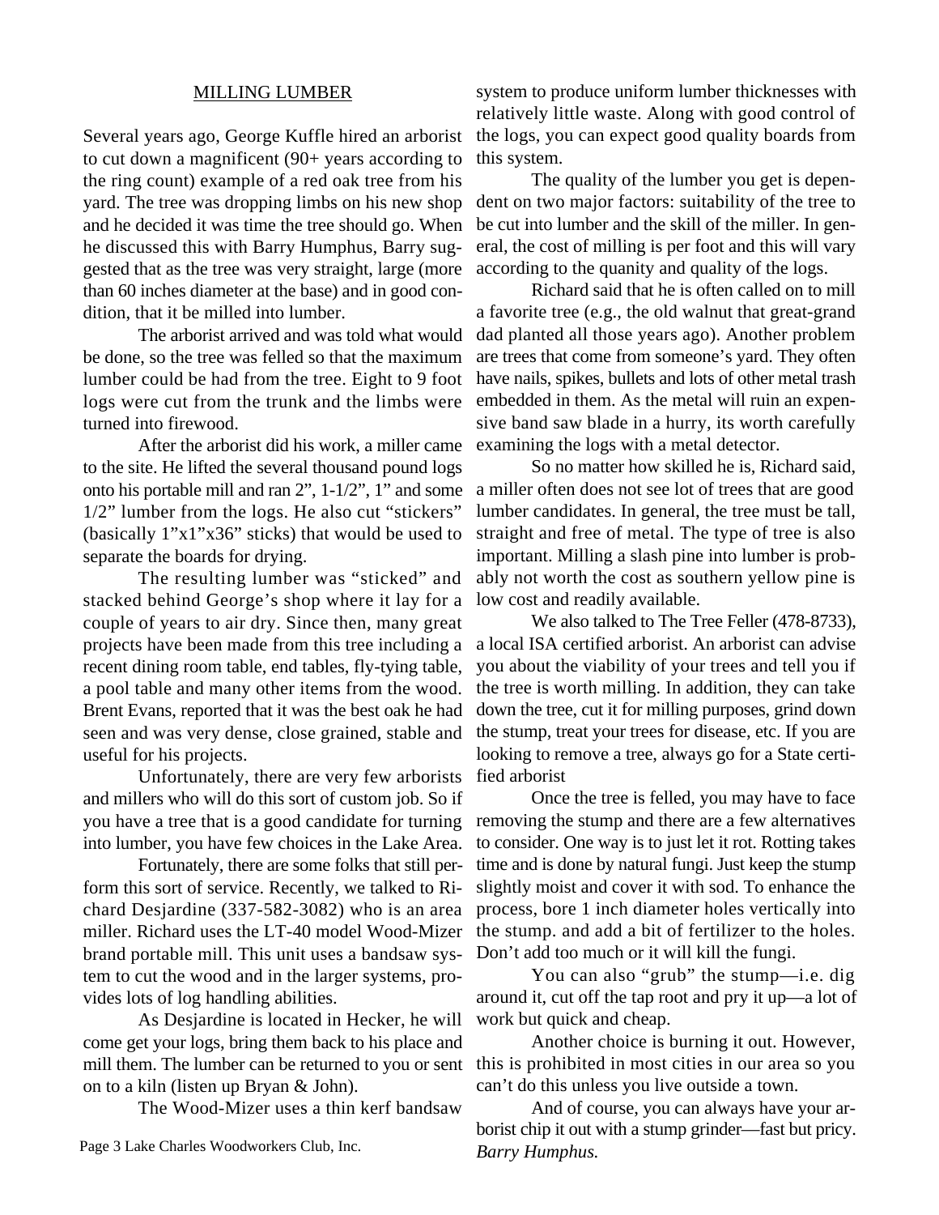## MILLING LUMBER

Several years ago, George Kuffle hired an arborist to cut down a magnificent (90+ years according to the ring count) example of a red oak tree from his yard. The tree was dropping limbs on his new shop and he decided it was time the tree should go. When he discussed this with Barry Humphus, Barry suggested that as the tree was very straight, large (more than 60 inches diameter at the base) and in good condition, that it be milled into lumber.

The arborist arrived and was told what would be done, so the tree was felled so that the maximum lumber could be had from the tree. Eight to 9 foot logs were cut from the trunk and the limbs were turned into firewood.

After the arborist did his work, a miller came to the site. He lifted the several thousand pound logs onto his portable mill and ran 2", 1-1/2", 1" and some 1/2" lumber from the logs. He also cut "stickers" (basically 1"x1"x36" sticks) that would be used to separate the boards for drying.

The resulting lumber was "sticked" and stacked behind George's shop where it lay for a couple of years to air dry. Since then, many great projects have been made from this tree including a recent dining room table, end tables, fly-tying table, a pool table and many other items from the wood. Brent Evans, reported that it was the best oak he had seen and was very dense, close grained, stable and useful for his projects.

Unfortunately, there are very few arborists and millers who will do this sort of custom job. So if you have a tree that is a good candidate for turning into lumber, you have few choices in the Lake Area.

Fortunately, there are some folks that still perform this sort of service. Recently, we talked to Richard Desjardine (337-582-3082) who is an area miller. Richard uses the LT-40 model Wood-Mizer brand portable mill. This unit uses a bandsaw system to cut the wood and in the larger systems, provides lots of log handling abilities.

As Desjardine is located in Hecker, he will come get your logs, bring them back to his place and mill them. The lumber can be returned to you or sent on to a kiln (listen up Bryan & John).

The Wood-Mizer uses a thin kerf bandsaw system to produce uniform lumber thicknesses with relatively little waste. Along with good control of the logs, you can expect good quality boards from this system.

The quality of the lumber you get is dependent on two major factors: suitability of the tree to be cut into lumber and the skill of the miller. In general, the cost of milling is per foot and this will vary according to the quanity and quality of the logs.

Richard said that he is often called on to mill a favorite tree (e.g., the old walnut that great-grand dad planted all those years ago). Another problem are trees that come from someone's yard. They often have nails, spikes, bullets and lots of other metal trash embedded in them. As the metal will ruin an expensive band saw blade in a hurry, its worth carefully examining the logs with a metal detector.

So no matter how skilled he is, Richard said, a miller often does not see lot of trees that are good lumber candidates. In general, the tree must be tall, straight and free of metal. The type of tree is also important. Milling a slash pine into lumber is probably not worth the cost as southern yellow pine is low cost and readily available.

We also talked to The Tree Feller (478-8733), a local ISA certified arborist. An arborist can advise you about the viability of your trees and tell you if the tree is worth milling. In addition, they can take down the tree, cut it for milling purposes, grind down the stump, treat your trees for disease, etc. If you are looking to remove a tree, always go for a State certified arborist

Once the tree is felled, you may have to face removing the stump and there are a few alternatives to consider. One way is to just let it rot. Rotting takes time and is done by natural fungi. Just keep the stump slightly moist and cover it with sod. To enhance the process, bore 1 inch diameter holes vertically into the stump. and add a bit of fertilizer to the holes. Don't add too much or it will kill the fungi.

You can also "grub" the stump—i.e. dig around it, cut off the tap root and pry it up—a lot of work but quick and cheap.

Another choice is burning it out. However, this is prohibited in most cities in our area so you can't do this unless you live outside a town.

And of course, you can always have your arborist chip it out with a stump grinder—fast but pricy. *Barry Humphus.*